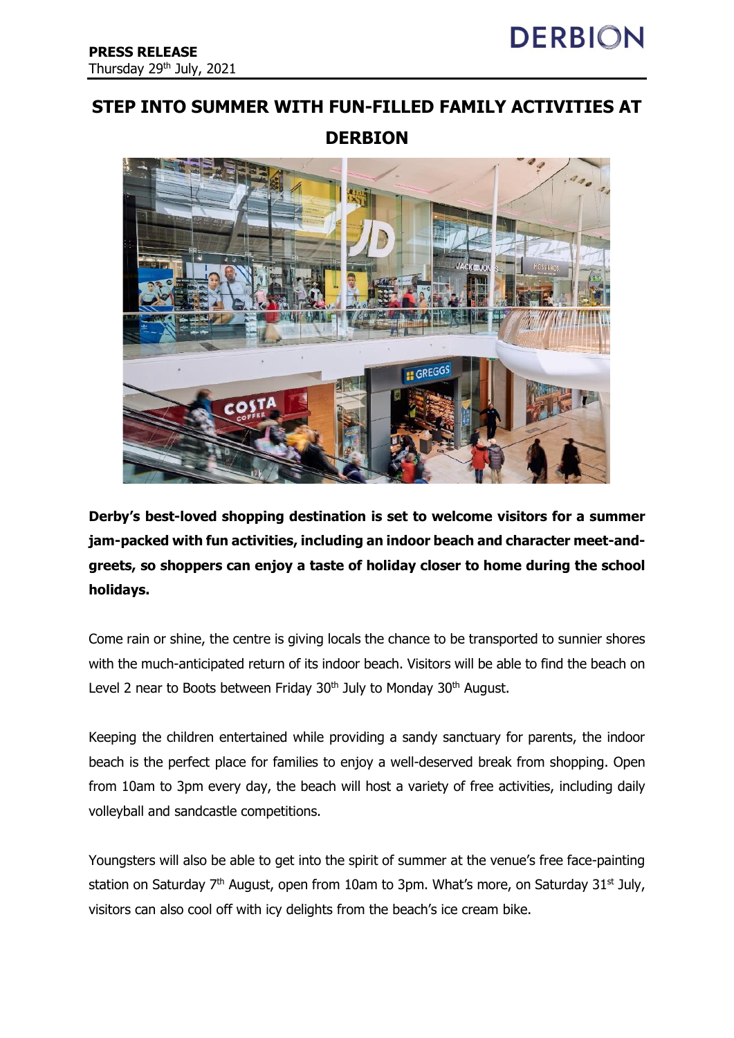**PRESS RELEASE**
Thursday 29th July, 2021

DERBION

# STEP INTO SUMMER WITH FUN-FILLED FAMILY ACTIVITIES AT DERBION

**Derby's best-loved shopping destination is set to welcome visitors for a summer jam-packed with fun activities, including an indoor beach and character meet-and-greets, so shoppers can enjoy a taste of holiday closer to home during the school holidays.**

Come rain or shine, the centre is giving locals the chance to be transported to sunnier shores with the much-anticipated return of its indoor beach. Visitors will be able to find the beach on Level 2 near to Boots between Friday 30th July to Monday 30th August.

Keeping the children entertained while providing a sandy sanctuary for parents, the indoor beach is the perfect place for families to enjoy a well-deserved break from shopping. Open from 10am to 3pm every day, the beach will host a variety of free activities, including daily volleyball and sandcastle competitions.

Youngsters will also be able to get into the spirit of summer at the venue's free face-painting station on Saturday 7th August, open from 10am to 3pm. What's more, on Saturday 31st July, visitors can also cool off with icy delights from the beach's ice cream bike.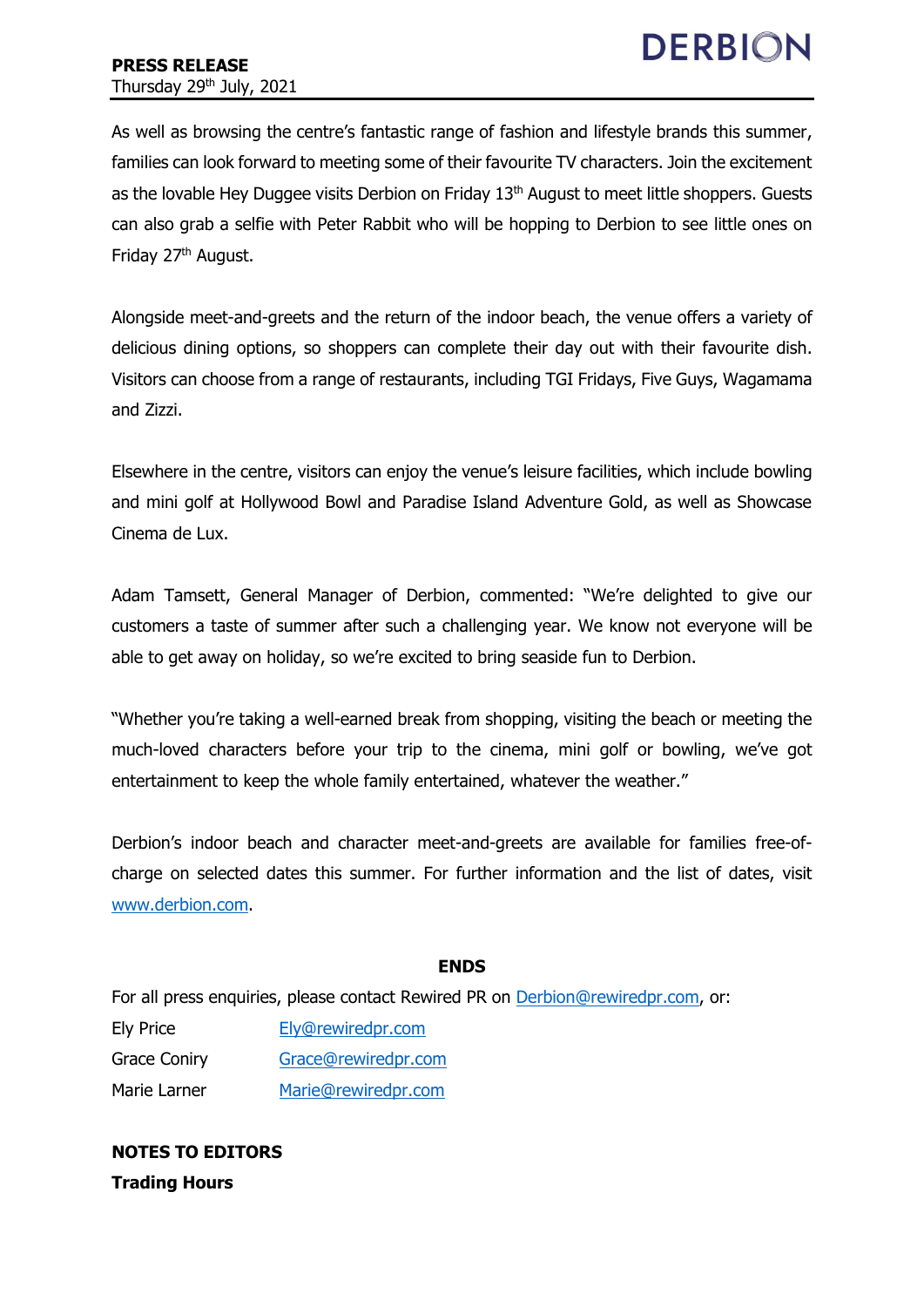As well as browsing the centre's fantastic range of fashion and lifestyle brands this summer, families can look forward to meeting some of their favourite TV characters. Join the excitement as the lovable Hey Duggee visits Derbion on Friday 13th August to meet little shoppers. Guests can also grab a selfie with Peter Rabbit who will be hopping to Derbion to see little ones on Friday 27th August.

Alongside meet-and-greets and the return of the indoor beach, the venue offers a variety of delicious dining options, so shoppers can complete their day out with their favourite dish. Visitors can choose from a range of restaurants, including TGI Fridays, Five Guys, Wagamama and Zizzi.

Elsewhere in the centre, visitors can enjoy the venue's leisure facilities, which include bowling and mini golf at Hollywood Bowl and Paradise Island Adventure Gold, as well as Showcase Cinema de Lux.

Adam Tamsett, General Manager of Derbion, commented: "We're delighted to give our customers a taste of summer after such a challenging year. We know not everyone will be able to get away on holiday, so we're excited to bring seaside fun to Derbion.

"Whether you're taking a well-earned break from shopping, visiting the beach or meeting the much-loved characters before your trip to the cinema, mini golf or bowling, we've got entertainment to keep the whole family entertained, whatever the weather."

Derbion's indoor beach and character meet-and-greets are available for families free-of-charge on selected dates this summer. For further information and the list of dates, visit [www.derbion.com](http://www.derbion.com).

**ENDS**

For all press enquiries, please contact Rewired PR on [Derbion@rewiredpr.com](mailto:Derbion@rewiredpr.com), or:

| | |
|---|---|
| Ely Price | [Ely@rewiredpr.com](mailto:Ely@rewiredpr.com) |
| Grace Coniry | [Grace@rewiredpr.com](mailto:Grace@rewiredpr.com) |
| Marie Larner | [Marie@rewiredpr.com](mailto:Marie@rewiredpr.com) |

**NOTES TO EDITORS**

**Trading Hours**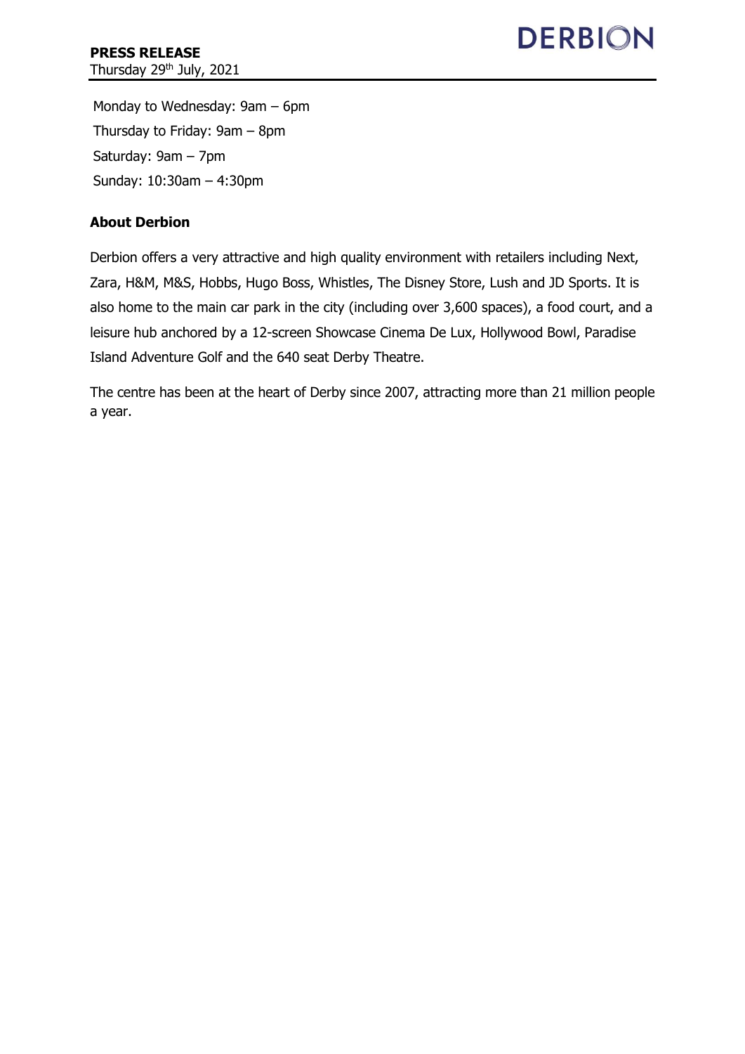Monday to Wednesday: 9am – 6pm
Thursday to Friday: 9am – 8pm
Saturday: 9am – 7pm
Sunday: 10:30am – 4:30pm

**About Derbion**

Derbion offers a very attractive and high quality environment with retailers including Next, Zara, H&M, M&S, Hobbs, Hugo Boss, Whistles, The Disney Store, Lush and JD Sports. It is also home to the main car park in the city (including over 3,600 spaces), a food court, and a leisure hub anchored by a 12-screen Showcase Cinema De Lux, Hollywood Bowl, Paradise Island Adventure Golf and the 640 seat Derby Theatre.

The centre has been at the heart of Derby since 2007, attracting more than 21 million people a year.